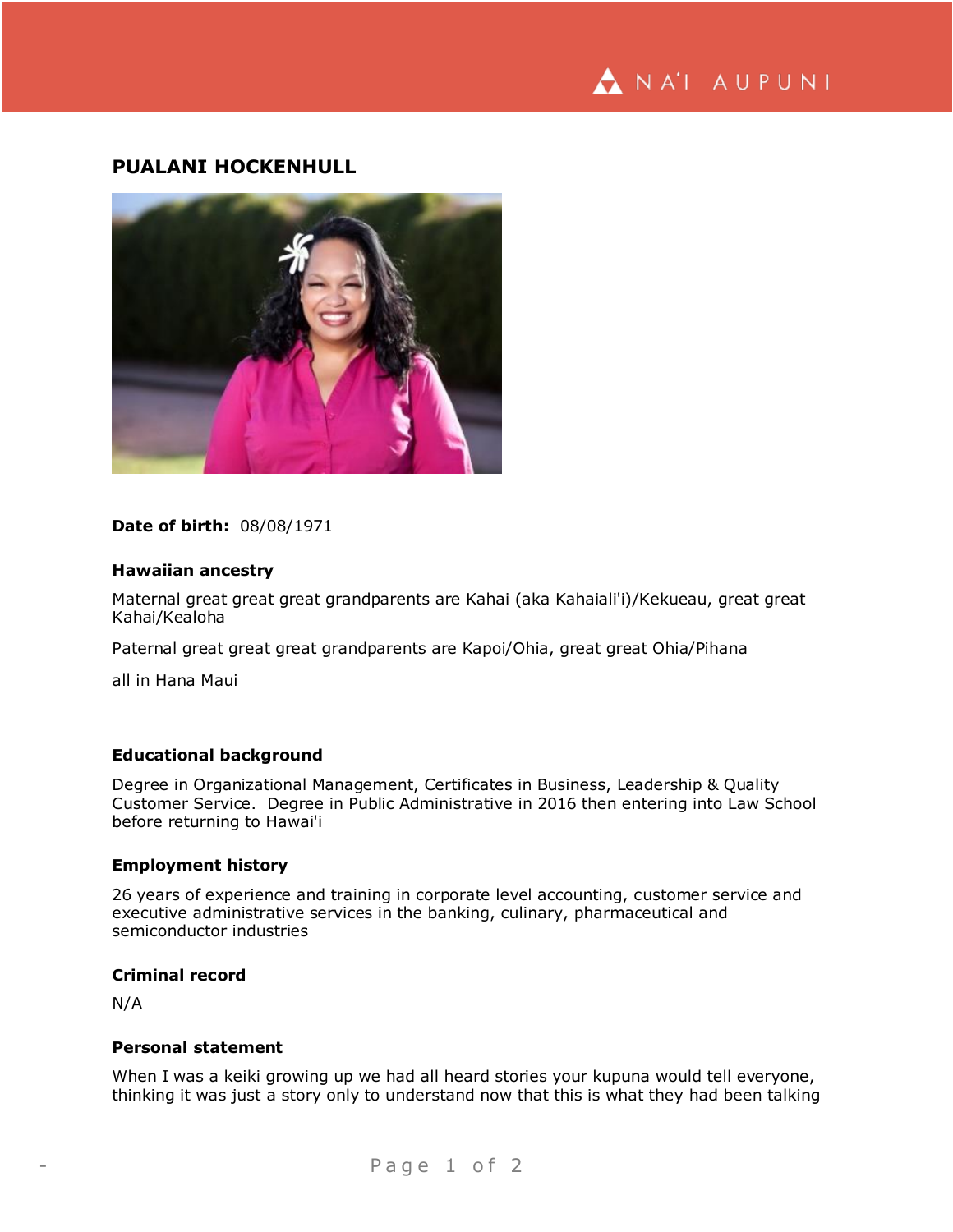# PUALANI HOCKENHULL

**Date of birth:** 08/08/1971

### Hawaiian ancestry

Maternal great great great grandparents are Kahai (aka Kahaiali'i)/Kekueau, great great Kahai/Kealoha

Paternal great great great grandparents are Kapoi/Ohia, great great Ohia/Pihana

all in Hana Maui

### Educational background

Degree in Organizational Management, Certificates in Business, Leadership & Quality Customer Service. Degree in Public Administrative in 2016 then entering into Law School before returning to Hawai'i

### Employment history

26 years of experience and training in corporate level accounting, customer service and executive administrative services in the banking, culinary, pharmaceutical and semiconductor industries

### Criminal record

N/A

### Personal statement

When I was a keiki growing up we had all heard stories your kupuna would tell everyone, thinking it was just a story only to understand now that this is what they had been talking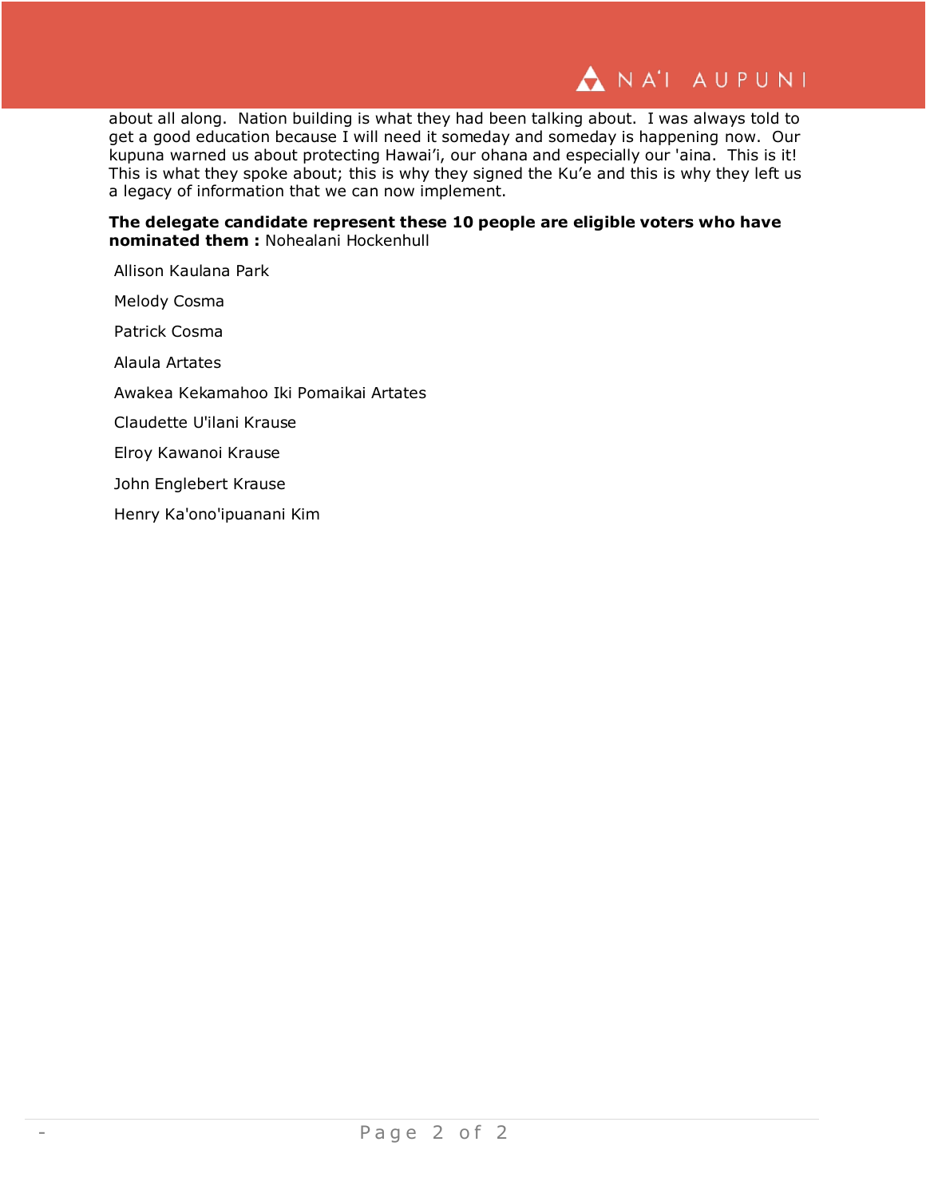about all along. Nation building is what they had been talking about. I was always told to get a good education because I will need it someday and someday is happening now. Our kupuna warned us about protecting Hawai'i, our ohana and especially our 'aina. This is it! This is what they spoke about; this is why they signed the Ku'e and this is why they left us a legacy of information that we can now implement.

**The delegate candidate represent these 10 people are eligible voters who have nominated them :** Nohealani Hockenhull

Allison Kaulana Park

Melody Cosma

Patrick Cosma

Alaula Artates

Awakea Kekamahoo Iki Pomaikai Artates

Claudette U'ilani Krause

Elroy Kawanoi Krause

John Englebert Krause

Henry Ka'ono'ipuanani Kim